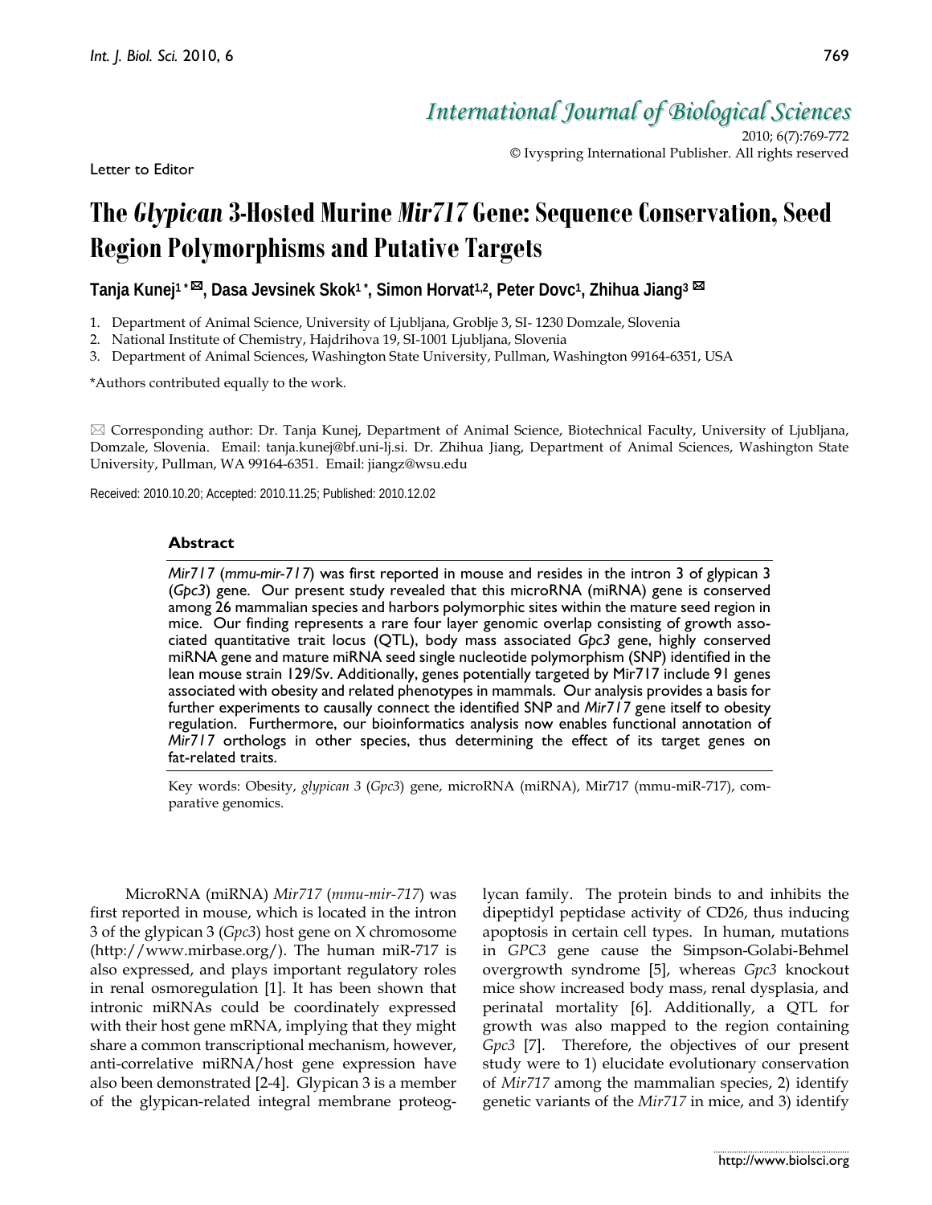Letter to Editor

# The *Glypican* 3-Hosted Murine *Mir717* Gene: Sequence Conservation, Seed Region Polymorphisms and Putative Targets

**Tanja Kunej[1]\*✉, Dasa Jevsinek Skok[1]\*, Simon Horvat[1,2], Peter Dovc[1], Zhihua Jiang[3]✉**

1. Department of Animal Science, University of Ljubljana, Groblje 3, SI- 1230 Domzale, Slovenia
2. National Institute of Chemistry, Hajdrihova 19, SI-1001 Ljubljana, Slovenia
3. Department of Animal Sciences, Washington State University, Pullman, Washington 99164-6351, USA

\*Authors contributed equally to the work.

✉ Corresponding author: Dr. Tanja Kunej, Department of Animal Science, Biotechnical Faculty, University of Ljubljana, Domzale, Slovenia. Email: tanja.kunej@bf.uni-lj.si. Dr. Zhihua Jiang, Department of Animal Sciences, Washington State University, Pullman, WA 99164-6351. Email: jiangz@wsu.edu

Received: 2010.10.20; Accepted: 2010.11.25; Published: 2010.12.02

## Abstract

*Mir717* (*mmu-mir-717*) was first reported in mouse and resides in the intron 3 of glypican 3 (*Gpc3*) gene. Our present study revealed that this microRNA (miRNA) gene is conserved among 26 mammalian species and harbors polymorphic sites within the mature seed region in mice. Our finding represents a rare four layer genomic overlap consisting of growth associated quantitative trait locus (QTL), body mass associated *Gpc3* gene, highly conserved miRNA gene and mature miRNA seed single nucleotide polymorphism (SNP) identified in the lean mouse strain 129/Sv. Additionally, genes potentially targeted by Mir717 include 91 genes associated with obesity and related phenotypes in mammals. Our analysis provides a basis for further experiments to causally connect the identified SNP and *Mir717* gene itself to obesity regulation. Furthermore, our bioinformatics analysis now enables functional annotation of *Mir717* orthologs in other species, thus determining the effect of its target genes on fat-related traits.

Key words: Obesity, *glypican 3* (*Gpc3*) gene, microRNA (miRNA), Mir717 (mmu-miR-717), comparative genomics.

MicroRNA (miRNA) *Mir717* (*mmu-mir-717*) was first reported in mouse, which is located in the intron 3 of the glypican 3 (*Gpc3*) host gene on X chromosome (http://www.mirbase.org/). The human miR-717 is also expressed, and plays important regulatory roles in renal osmoregulation [1]. It has been shown that intronic miRNAs could be coordinately expressed with their host gene mRNA, implying that they might share a common transcriptional mechanism, however, anti-correlative miRNA/host gene expression have also been demonstrated [2-4]. Glypican 3 is a member of the glypican-related integral membrane proteoglycan family. The protein binds to and inhibits the dipeptidyl peptidase activity of CD26, thus inducing apoptosis in certain cell types. In human, mutations in *GPC3* gene cause the Simpson-Golabi-Behmel overgrowth syndrome [5], whereas *Gpc3* knockout mice show increased body mass, renal dysplasia, and perinatal mortality [6]. Additionally, a QTL for growth was also mapped to the region containing *Gpc3* [7]. Therefore, the objectives of our present study were to 1) elucidate evolutionary conservation of *Mir717* among the mammalian species, 2) identify genetic variants of the *Mir717* in mice, and 3) identify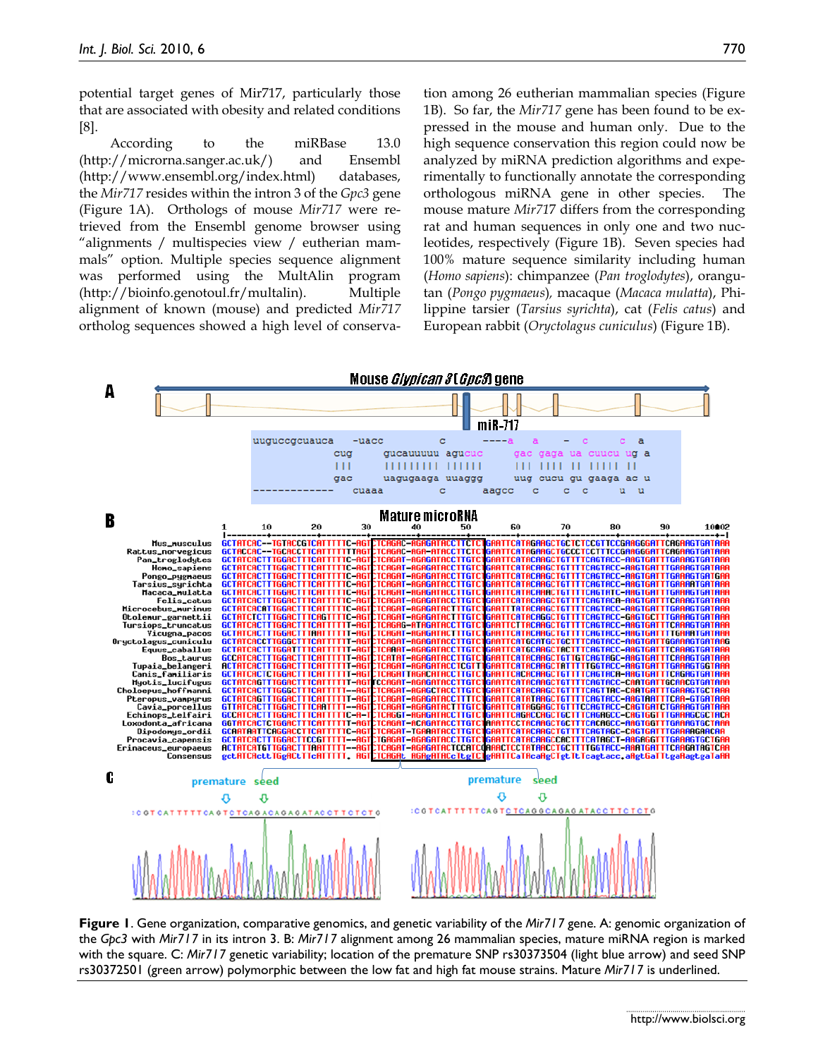potential target genes of Mir717, particularly those that are associated with obesity and related conditions [8].

According to the miRBase 13.0 (http://microrna.sanger.ac.uk/) and Ensembl (http://www.ensembl.org/index.html) databases, the *Mir717* resides within the intron 3 of the *Gpc3* gene (Figure 1A). Orthologs of mouse *Mir717* were retrieved from the Ensembl genome browser using "alignments / multispecies view / eutherian mammals" option. Multiple species sequence alignment was performed using the MultAlin program (http://bioinfo.genotoul.fr/multalin). Multiple alignment of known (mouse) and predicted *Mir717* ortholog sequences showed a high level of conservation among 26 eutherian mammalian species (Figure 1B). So far, the *Mir717* gene has been found to be expressed in the mouse and human only. Due to the high sequence conservation this region could now be analyzed by miRNA prediction algorithms and experimentally to functionally annotate the corresponding orthologous miRNA gene in other species. The mouse mature *Mir717* differs from the corresponding rat and human sequences in only one and two nucleotides, respectively (Figure 1B). Seven species had 100% mature sequence similarity including human (*Homo sapiens*): chimpanzee (*Pan troglodytes*), orangutan (*Pongo pygmaeus*), macaque (*Macaca mulatta*), Philippine tarsier (*Tarsius syrichta*), cat (*Felis catus*) and European rabbit (*Oryctolagus cuniculus*) (Figure 1B).

**Figure 1**. Gene organization, comparative genomics, and genetic variability of the *Mir717* gene. A: genomic organization of the *Gpc3* with *Mir717* in its intron 3. B: *Mir717* alignment among 26 mammalian species, mature miRNA region is marked with the square. C: *Mir717* genetic variability; location of the premature SNP rs30373504 (light blue arrow) and seed SNP rs30372501 (green arrow) polymorphic between the low fat and high fat mouse strains. Mature *Mir717* is underlined.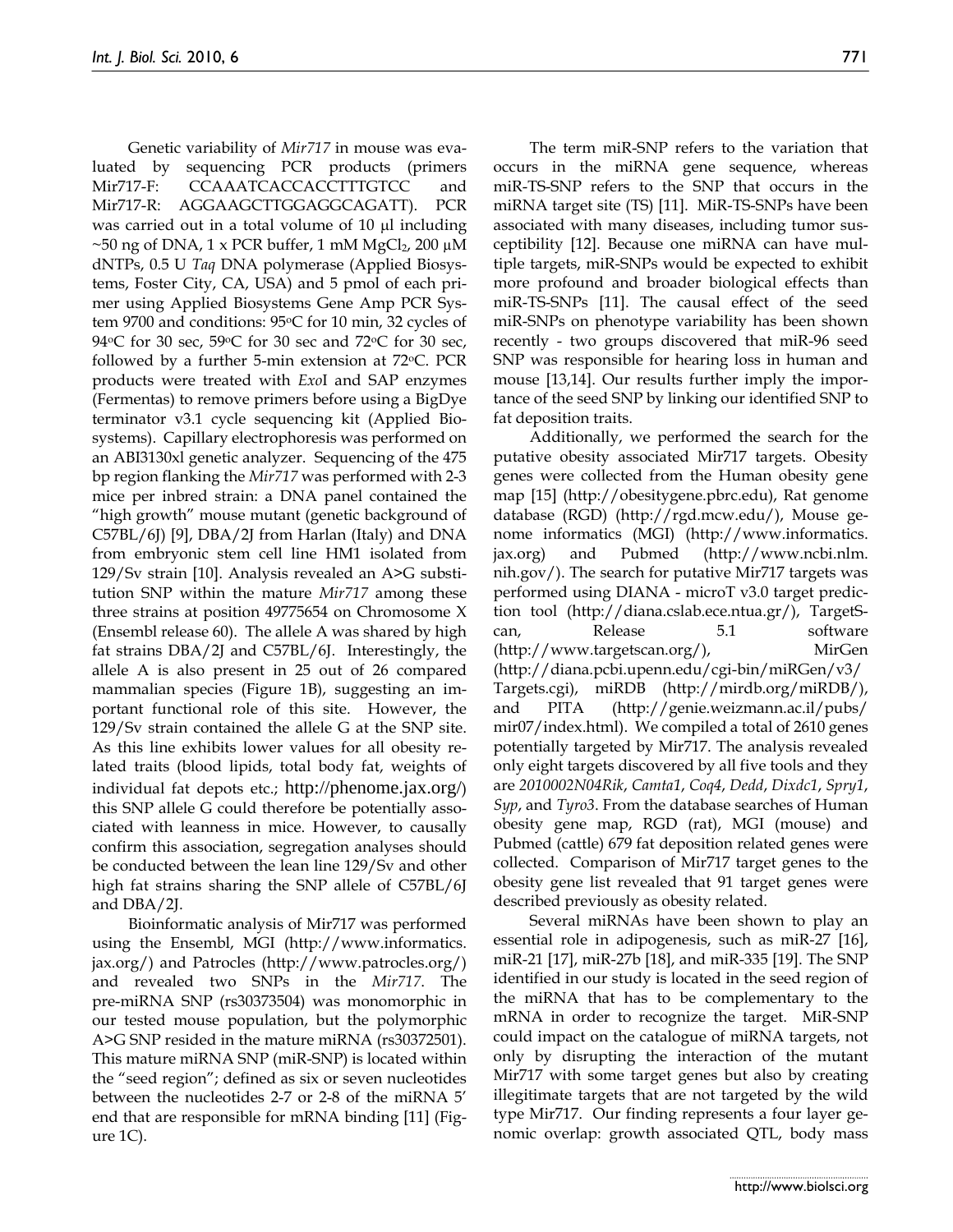Genetic variability of *Mir717* in mouse was evaluated by sequencing PCR products (primers Mir717-F: CCAAATCACCACCTTTGTCC and Mir717-R: AGGAAGCTTGGAGGCAGATT). PCR was carried out in a total volume of 10 μl including ~50 ng of DNA, 1 x PCR buffer, 1 mM $MgCl_2$, 200 μM dNTPs, 0.5 U *Taq* DNA polymerase (Applied Biosystems, Foster City, CA, USA) and 5 pmol of each primer using Applied Biosystems Gene Amp PCR System 9700 and conditions: 95°C for 10 min, 32 cycles of 94°C for 30 sec, 59°C for 30 sec and 72°C for 30 sec, followed by a further 5-min extension at 72°C. PCR products were treated with *Exo*I and SAP enzymes (Fermentas) to remove primers before using a BigDye terminator v3.1 cycle sequencing kit (Applied Biosystems). Capillary electrophoresis was performed on an ABI3130xl genetic analyzer. Sequencing of the 475 bp region flanking the *Mir717* was performed with 2-3 mice per inbred strain: a DNA panel contained the "high growth" mouse mutant (genetic background of C57BL/6J) [9], DBA/2J from Harlan (Italy) and DNA from embryonic stem cell line HM1 isolated from 129/Sv strain [10]. Analysis revealed an A>G substitution SNP within the mature *Mir717* among these three strains at position 49775654 on Chromosome X (Ensembl release 60). The allele A was shared by high fat strains DBA/2J and C57BL/6J. Interestingly, the allele A is also present in 25 out of 26 compared mammalian species (Figure 1B), suggesting an important functional role of this site. However, the 129/Sv strain contained the allele G at the SNP site. As this line exhibits lower values for all obesity related traits (blood lipids, total body fat, weights of individual fat depots etc.; http://phenome.jax.org/) this SNP allele G could therefore be potentially associated with leanness in mice. However, to causally confirm this association, segregation analyses should be conducted between the lean line 129/Sv and other high fat strains sharing the SNP allele of C57BL/6J and DBA/2J.

Bioinformatic analysis of Mir717 was performed using the Ensembl, MGI (http://www.informatics.jax.org/) and Patrocles (http://www.patrocles.org/) and revealed two SNPs in the *Mir717*. The pre-miRNA SNP (rs30373504) was monomorphic in our tested mouse population, but the polymorphic A>G SNP resided in the mature miRNA (rs30372501). This mature miRNA SNP (miR-SNP) is located within the "seed region"; defined as six or seven nucleotides between the nucleotides 2-7 or 2-8 of the miRNA 5' end that are responsible for mRNA binding [11] (Figure 1C).

The term miR-SNP refers to the variation that occurs in the miRNA gene sequence, whereas miR-TS-SNP refers to the SNP that occurs in the miRNA target site (TS) [11]. MiR-TS-SNPs have been associated with many diseases, including tumor susceptibility [12]. Because one miRNA can have multiple targets, miR-SNPs would be expected to exhibit more profound and broader biological effects than miR-TS-SNPs [11]. The causal effect of the seed miR-SNPs on phenotype variability has been shown recently - two groups discovered that miR-96 seed SNP was responsible for hearing loss in human and mouse [13,14]. Our results further imply the importance of the seed SNP by linking our identified SNP to fat deposition traits.

Additionally, we performed the search for the putative obesity associated Mir717 targets. Obesity genes were collected from the Human obesity gene map [15] (http://obesitygene.pbrc.edu), Rat genome database (RGD) (http://rgd.mcw.edu/), Mouse genome informatics (MGI) (http://www.informatics.jax.org) and Pubmed (http://www.ncbi.nlm.nih.gov/). The search for putative Mir717 targets was performed using DIANA - microT v3.0 target prediction tool (http://diana.cslab.ece.ntua.gr/), TargetScan, Release 5.1 software (http://www.targetscan.org/), MirGen (http://diana.pcbi.upenn.edu/cgi-bin/miRGen/v3/Targets.cgi), miRDB (http://mirdb.org/miRDB/), and PITA (http://genie.weizmann.ac.il/pubs/mir07/index.html). We compiled a total of 2610 genes potentially targeted by Mir717. The analysis revealed only eight targets discovered by all five tools and they are *2010002N04Rik*, *Camta1*, *Coq4*, *Dedd*, *Dixdc1*, *Spry1*, *Syp*, and *Tyro3*. From the database searches of Human obesity gene map, RGD (rat), MGI (mouse) and Pubmed (cattle) 679 fat deposition related genes were collected. Comparison of Mir717 target genes to the obesity gene list revealed that 91 target genes were described previously as obesity related.

Several miRNAs have been shown to play an essential role in adipogenesis, such as miR-27 [16], miR-21 [17], miR-27b [18], and miR-335 [19]. The SNP identified in our study is located in the seed region of the miRNA that has to be complementary to the mRNA in order to recognize the target. MiR-SNP could impact on the catalogue of miRNA targets, not only by disrupting the interaction of the mutant Mir717 with some target genes but also by creating illegitimate targets that are not targeted by the wild type Mir717. Our finding represents a four layer genomic overlap: growth associated QTL, body mass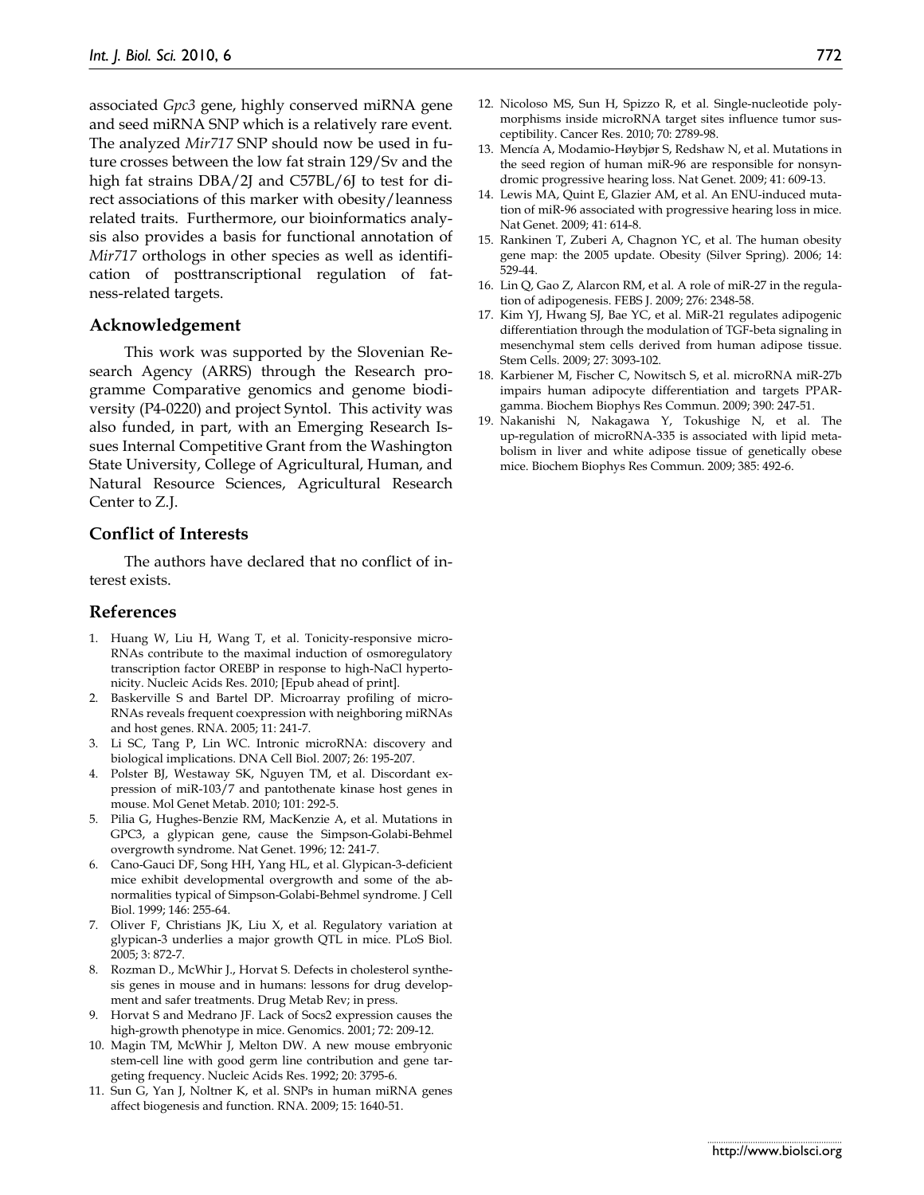associated *Gpc3* gene, highly conserved miRNA gene and seed miRNA SNP which is a relatively rare event. The analyzed *Mir717* SNP should now be used in future crosses between the low fat strain 129/Sv and the high fat strains DBA/2J and C57BL/6J to test for direct associations of this marker with obesity/leanness related traits. Furthermore, our bioinformatics analysis also provides a basis for functional annotation of *Mir717* orthologs in other species as well as identification of posttranscriptional regulation of fatness-related targets.

## Acknowledgement

This work was supported by the Slovenian Research Agency (ARRS) through the Research programme Comparative genomics and genome biodiversity (P4-0220) and project Syntol. This activity was also funded, in part, with an Emerging Research Issues Internal Competitive Grant from the Washington State University, College of Agricultural, Human, and Natural Resource Sciences, Agricultural Research Center to Z.J.

## Conflict of Interests

The authors have declared that no conflict of interest exists.

## References

1. Huang W, Liu H, Wang T, et al. Tonicity-responsive microRNAs contribute to the maximal induction of osmoregulatory transcription factor OREBP in response to high-NaCl hypertonicity. Nucleic Acids Res. 2010; [Epub ahead of print].
2. Baskerville S and Bartel DP. Microarray profiling of microRNAs reveals frequent coexpression with neighboring miRNAs and host genes. RNA. 2005; 11: 241-7.
3. Li SC, Tang P, Lin WC. Intronic microRNA: discovery and biological implications. DNA Cell Biol. 2007; 26: 195-207.
4. Polster BJ, Westaway SK, Nguyen TM, et al. Discordant expression of miR-103/7 and pantothenate kinase host genes in mouse. Mol Genet Metab. 2010; 101: 292-5.
5. Pilia G, Hughes-Benzie RM, MacKenzie A, et al. Mutations in GPC3, a glypican gene, cause the Simpson-Golabi-Behmel overgrowth syndrome. Nat Genet. 1996; 12: 241-7.
6. Cano-Gauci DF, Song HH, Yang HL, et al. Glypican-3-deficient mice exhibit developmental overgrowth and some of the abnormalities typical of Simpson-Golabi-Behmel syndrome. J Cell Biol. 1999; 146: 255-64.
7. Oliver F, Christians JK, Liu X, et al. Regulatory variation at glypican-3 underlies a major growth QTL in mice. PLoS Biol. 2005; 3: 872-7.
8. Rozman D., McWhir J., Horvat S. Defects in cholesterol synthesis genes in mouse and in humans: lessons for drug development and safer treatments. Drug Metab Rev; in press.
9. Horvat S and Medrano JF. Lack of Socs2 expression causes the high-growth phenotype in mice. Genomics. 2001; 72: 209-12.
10. Magin TM, McWhir J, Melton DW. A new mouse embryonic stem-cell line with good germ line contribution and gene targeting frequency. Nucleic Acids Res. 1992; 20: 3795-6.
11. Sun G, Yan J, Noltner K, et al. SNPs in human miRNA genes affect biogenesis and function. RNA. 2009; 15: 1640-51.
12. Nicoloso MS, Sun H, Spizzo R, et al. Single-nucleotide polymorphisms inside microRNA target sites influence tumor susceptibility. Cancer Res. 2010; 70: 2789-98.
13. Mencía A, Modamio-Høybjør S, Redshaw N, et al. Mutations in the seed region of human miR-96 are responsible for nonsyndromic progressive hearing loss. Nat Genet. 2009; 41: 609-13.
14. Lewis MA, Quint E, Glazier AM, et al. An ENU-induced mutation of miR-96 associated with progressive hearing loss in mice. Nat Genet. 2009; 41: 614-8.
15. Rankinen T, Zuberi A, Chagnon YC, et al. The human obesity gene map: the 2005 update. Obesity (Silver Spring). 2006; 14: 529-44.
16. Lin Q, Gao Z, Alarcon RM, et al. A role of miR-27 in the regulation of adipogenesis. FEBS J. 2009; 276: 2348-58.
17. Kim YJ, Hwang SJ, Bae YC, et al. MiR-21 regulates adipogenic differentiation through the modulation of TGF-beta signaling in mesenchymal stem cells derived from human adipose tissue. Stem Cells. 2009; 27: 3093-102.
18. Karbiener M, Fischer C, Nowitsch S, et al. microRNA miR-27b impairs human adipocyte differentiation and targets PPARgamma. Biochem Biophys Res Commun. 2009; 390: 247-51.
19. Nakanishi N, Nakagawa Y, Tokushige N, et al. The up-regulation of microRNA-335 is associated with lipid metabolism in liver and white adipose tissue of genetically obese mice. Biochem Biophys Res Commun. 2009; 385: 492-6.